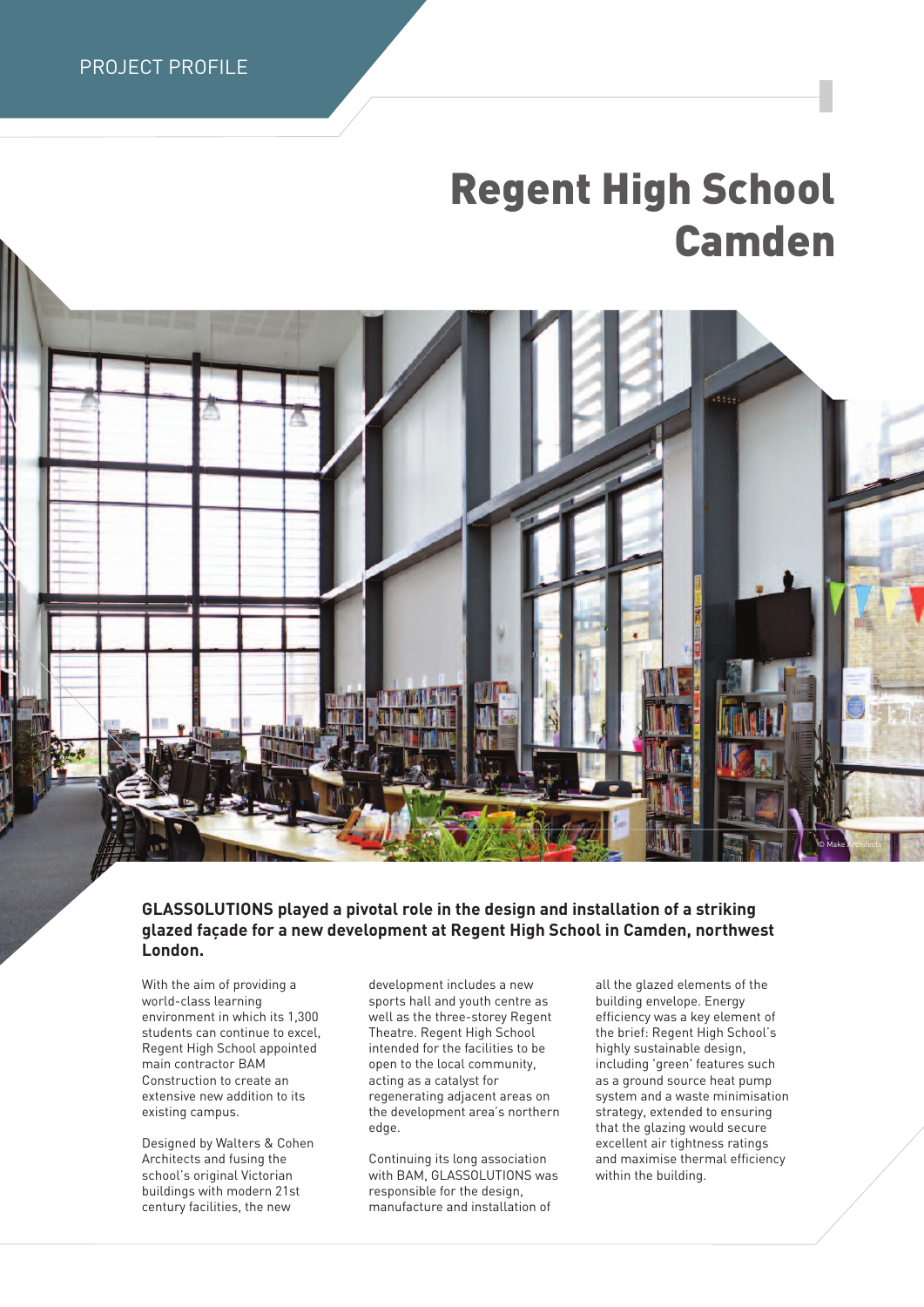PROJECT PROFILE

# Regent High School Camden

© Make Architects

**GLASSOLUTIONS played a pivotal role in the design and installation of a striking glazed façade for a new development at Regent High School in Camden, northwest London.**

With the aim of providing a world-class learning environment in which its 1,300 students can continue to excel, Regent High School appointed main contractor BAM Construction to create an extensive new addition to its existing campus.

Designed by Walters & Cohen Architects and fusing the school's original Victorian buildings with modern 21st century facilities, the new development includes a new sports hall and youth centre as well as the three-storey Regent Theatre. Regent High School intended for the facilities to be open to the local community, acting as a catalyst for regenerating adjacent areas on the development area's northern edge.

Continuing its long association with BAM, GLASSOLUTIONS was responsible for the design, manufacture and installation of all the glazed elements of the building envelope. Energy efficiency was a key element of the brief: Regent High School's highly sustainable design, including 'green' features such as a ground source heat pump system and a waste minimisation strategy, extended to ensuring that the glazing would secure excellent air tightness ratings and maximise thermal efficiency within the building.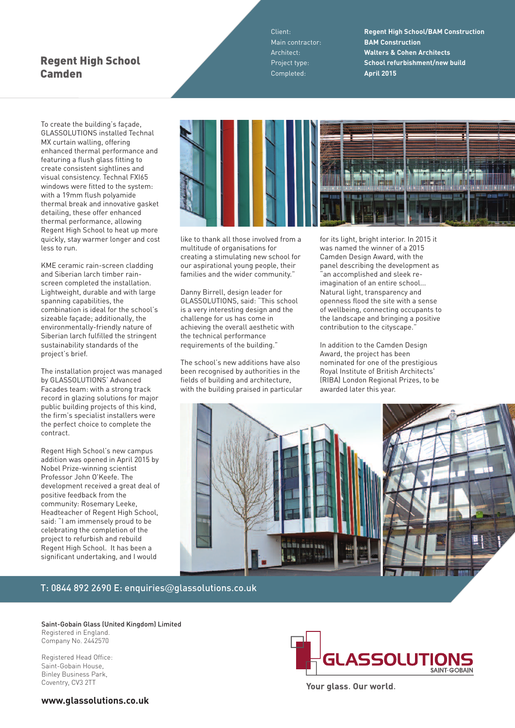## Regent High School Camden

| | |
|---|---|
| Client: | **Regent High School/BAM Construction** |
| Main contractor: | **BAM Construction** |
| Architect: | **Walters & Cohen Architects** |
| Project type: | **School refurbishment/new build** |
| Completed: | **April 2015** |

To create the building's façade, GLASSOLUTIONS installed Technal MX curtain walling, offering enhanced thermal performance and featuring a flush glass fitting to create consistent sightlines and visual consistency. Technal FXI65 windows were fitted to the system: with a 19mm flush polyamide thermal break and innovative gasket detailing, these offer enhanced thermal performance, allowing Regent High School to heat up more quickly, stay warmer longer and cost less to run.

KME ceramic rain-screen cladding and Siberian larch timber rain-screen completed the installation. Lightweight, durable and with large spanning capabilities, the combination is ideal for the school's sizeable façade; additionally, the environmentally-friendly nature of Siberian larch fulfilled the stringent sustainability standards of the project's brief.

The installation project was managed by GLASSOLUTIONS' Advanced Facades team: with a strong track record in glazing solutions for major public building projects of this kind, the firm's specialist installers were the perfect choice to complete the contract.

Regent High School's new campus addition was opened in April 2015 by Nobel Prize-winning scientist Professor John O'Keefe. The development received a great deal of positive feedback from the community: Rosemary Leeke, Headteacher of Regent High School, said: "I am immensely proud to be celebrating the completion of the project to refurbish and rebuild Regent High School. It has been a significant undertaking, and I would like to thank all those involved from a multitude of organisations for creating a stimulating new school for our aspirational young people, their families and the wider community."

Danny Birrell, design leader for GLASSOLUTIONS, said: "This school is a very interesting design and the challenge for us has come in achieving the overall aesthetic with the technical performance requirements of the building."

The school's new additions have also been recognised by authorities in the fields of building and architecture, with the building praised in particular for its light, bright interior. In 2015 it was named the winner of a 2015 Camden Design Award, with the panel describing the development as "an accomplished and sleek re-imagination of an entire school... Natural light, transparency and openness flood the site with a sense of wellbeing, connecting occupants to the landscape and bringing a positive contribution to the cityscape."

In addition to the Camden Design Award, the project has been nominated for one of the prestigious Royal Institute of British Architects' (RIBA) London Regional Prizes, to be awarded later this year.

T: 0844 892 2690 E: enquiries@glassolutions.co.uk

**Saint-Gobain Glass (United Kingdom) Limited**
Registered in England.
Company No. 2442570

Registered Head Office:
Saint-Gobain House,
Binley Business Park,
Coventry, CV3 2TT

**www.glassolutions.co.uk**

GLASSOLUTIONS SAINT-GOBAIN

**Your glass. Our world.**